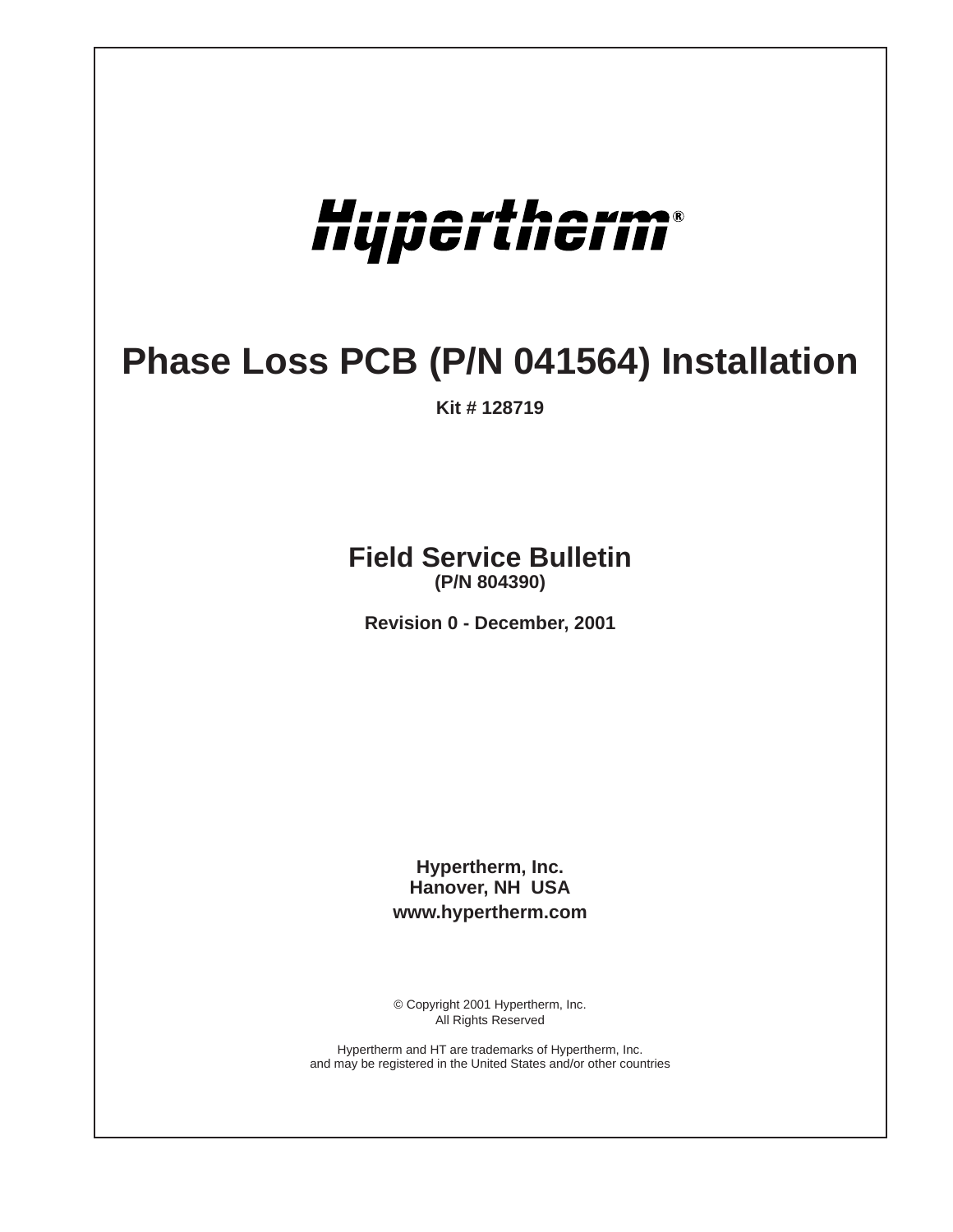Hypertherm®

# Phase Loss PCB (P/N 041564) Installation

**Kit # 128719**

## Field Service Bulletin

**(P/N 804390)**

**Revision 0 - December, 2001**

**Hypertherm, Inc.**
**Hanover, NH USA**
**www.hypertherm.com**

© Copyright 2001 Hypertherm, Inc.
All Rights Reserved

Hypertherm and HT are trademarks of Hypertherm, Inc.
and may be registered in the United States and/or other countries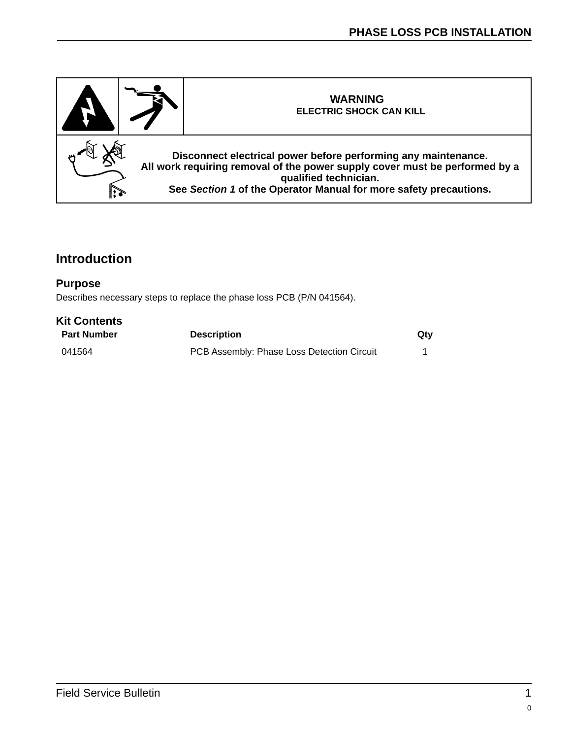| | | **WARNING**<br>**ELECTRIC SHOCK CAN KILL** |
|---|---|---|
| | | **Disconnect electrical power before performing any maintenance.**<br>**All work requiring removal of the power supply cover must be performed by a qualified technician.**<br>**See *Section 1* of the Operator Manual for more safety precautions.** |

## Introduction

### Purpose

Describes necessary steps to replace the phase loss PCB (P/N 041564).

### Kit Contents

| Part Number | Description | Qty |
|---|---|---|
| 041564 | PCB Assembly: Phase Loss Detection Circuit | 1 |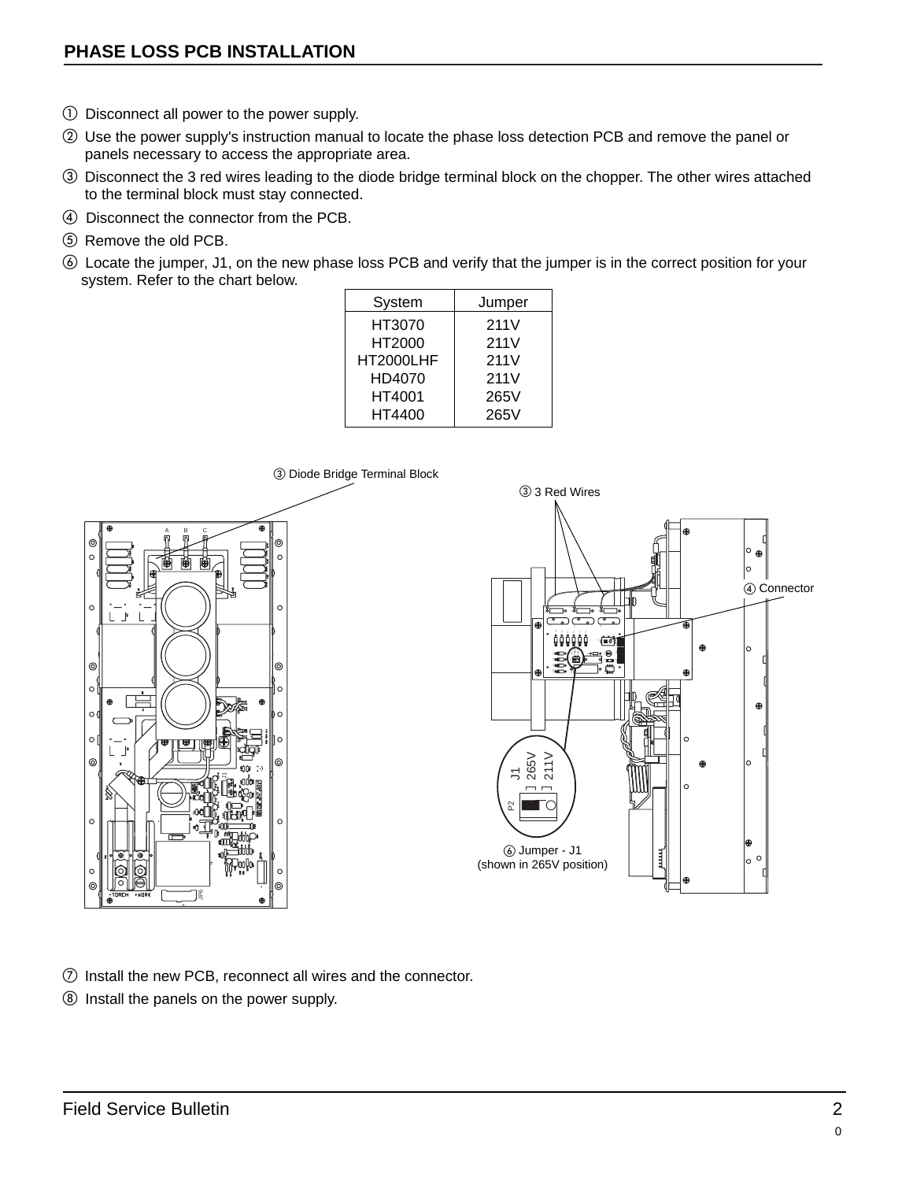## PHASE LOSS PCB INSTALLATION

① Disconnect all power to the power supply.

② Use the power supply's instruction manual to locate the phase loss detection PCB and remove the panel or panels necessary to access the appropriate area.

③ Disconnect the 3 red wires leading to the diode bridge terminal block on the chopper. The other wires attached to the terminal block must stay connected.

④ Disconnect the connector from the PCB.

⑤ Remove the old PCB.

⑥ Locate the jumper, J1, on the new phase loss PCB and verify that the jumper is in the correct position for your system. Refer to the chart below.

| System | Jumper |
|---|---|
| HT3070 | 211V |
| HT2000 | 211V |
| HT2000LHF | 211V |
| HD4070 | 211V |
| HT4001 | 265V |
| HT4400 | 265V |

③ Diode Bridge Terminal Block

③ 3 Red Wires

④ Connector

J1
265V
211V
P2

⑥ Jumper - J1
(shown in 265V position)

⑦ Install the new PCB, reconnect all wires and the connector.

⑧ Install the panels on the power supply.